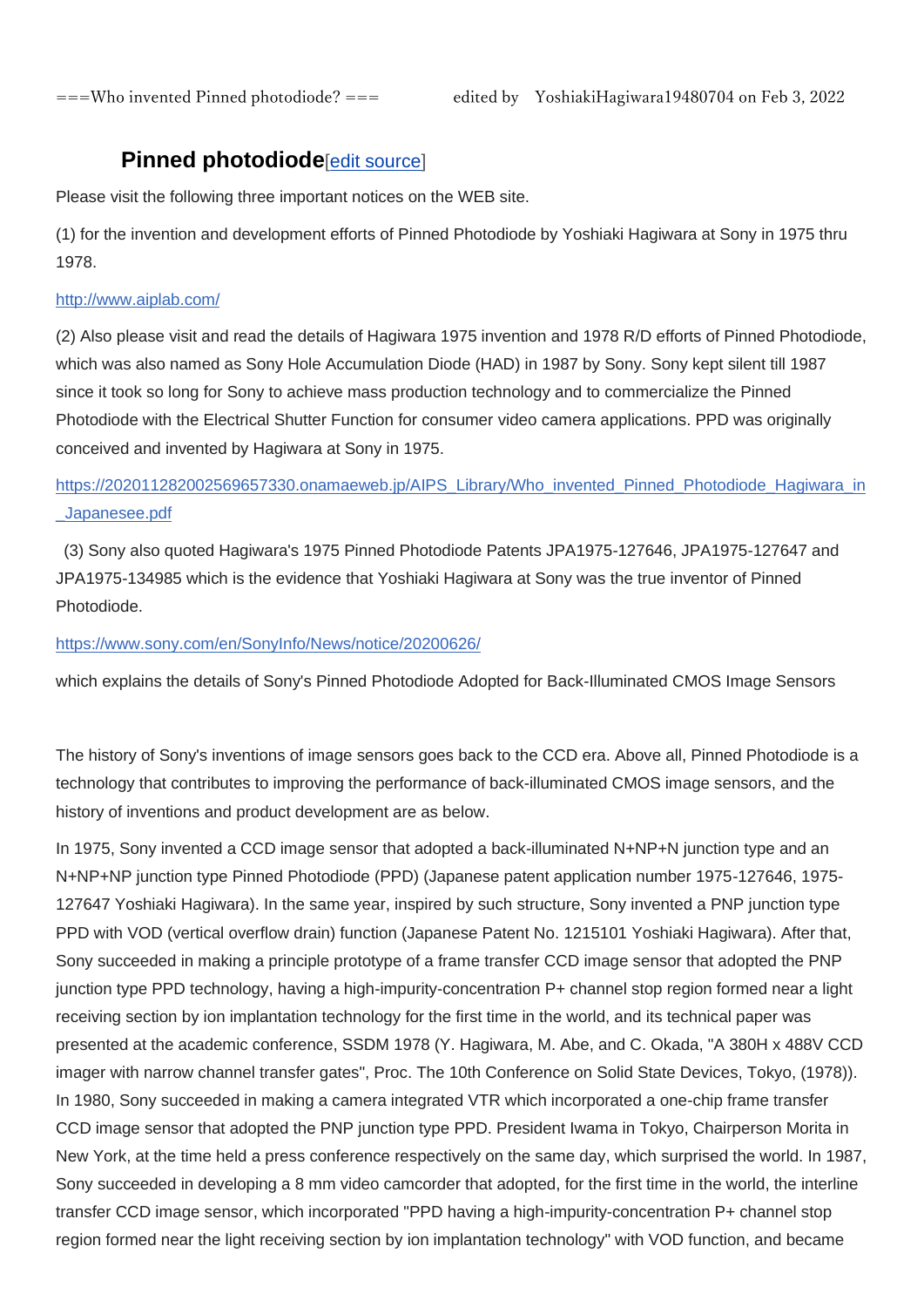===Who invented Pinned photodiode? ===      edited by  YoshiakiHagiwara19480704 on Feb 3, 2022

## Pinned photodiode[edit source]

Please visit the following three important notices on the WEB site.

(1) for the invention and development efforts of Pinned Photodiode by Yoshiaki Hagiwara at Sony in 1975 thru 1978.

http://www.aiplab.com/

(2) Also please visit and read the details of Hagiwara 1975 invention and 1978 R/D efforts of Pinned Photodiode, which was also named as Sony Hole Accumulation Diode (HAD) in 1987 by Sony. Sony kept silent till 1987 since it took so long for Sony to achieve mass production technology and to commercialize the Pinned Photodiode with the Electrical Shutter Function for consumer video camera applications. PPD was originally conceived and invented by Hagiwara at Sony in 1975.

https://202011282002569657330.onamaeweb.jp/AIPS_Library/Who_invented_Pinned_Photodiode_Hagiwara_in_Japanesee.pdf

(3) Sony also quoted Hagiwara's 1975 Pinned Photodiode Patents JPA1975-127646, JPA1975-127647 and JPA1975-134985 which is the evidence that Yoshiaki Hagiwara at Sony was the true inventor of Pinned Photodiode.

https://www.sony.com/en/SonyInfo/News/notice/20200626/

which explains the details of Sony's Pinned Photodiode Adopted for Back-Illuminated CMOS Image Sensors

The history of Sony's inventions of image sensors goes back to the CCD era. Above all, Pinned Photodiode is a technology that contributes to improving the performance of back-illuminated CMOS image sensors, and the history of inventions and product development are as below.

In 1975, Sony invented a CCD image sensor that adopted a back-illuminated N+NP+N junction type and an N+NP+NP junction type Pinned Photodiode (PPD) (Japanese patent application number 1975-127646, 1975-127647 Yoshiaki Hagiwara). In the same year, inspired by such structure, Sony invented a PNP junction type PPD with VOD (vertical overflow drain) function (Japanese Patent No. 1215101 Yoshiaki Hagiwara). After that, Sony succeeded in making a principle prototype of a frame transfer CCD image sensor that adopted the PNP junction type PPD technology, having a high-impurity-concentration P+ channel stop region formed near a light receiving section by ion implantation technology for the first time in the world, and its technical paper was presented at the academic conference, SSDM 1978 (Y. Hagiwara, M. Abe, and C. Okada, "A 380H x 488V CCD imager with narrow channel transfer gates", Proc. The 10th Conference on Solid State Devices, Tokyo, (1978)). In 1980, Sony succeeded in making a camera integrated VTR which incorporated a one-chip frame transfer CCD image sensor that adopted the PNP junction type PPD. President Iwama in Tokyo, Chairperson Morita in New York, at the time held a press conference respectively on the same day, which surprised the world. In 1987, Sony succeeded in developing a 8 mm video camcorder that adopted, for the first time in the world, the interline transfer CCD image sensor, which incorporated "PPD having a high-impurity-concentration P+ channel stop region formed near the light receiving section by ion implantation technology" with VOD function, and became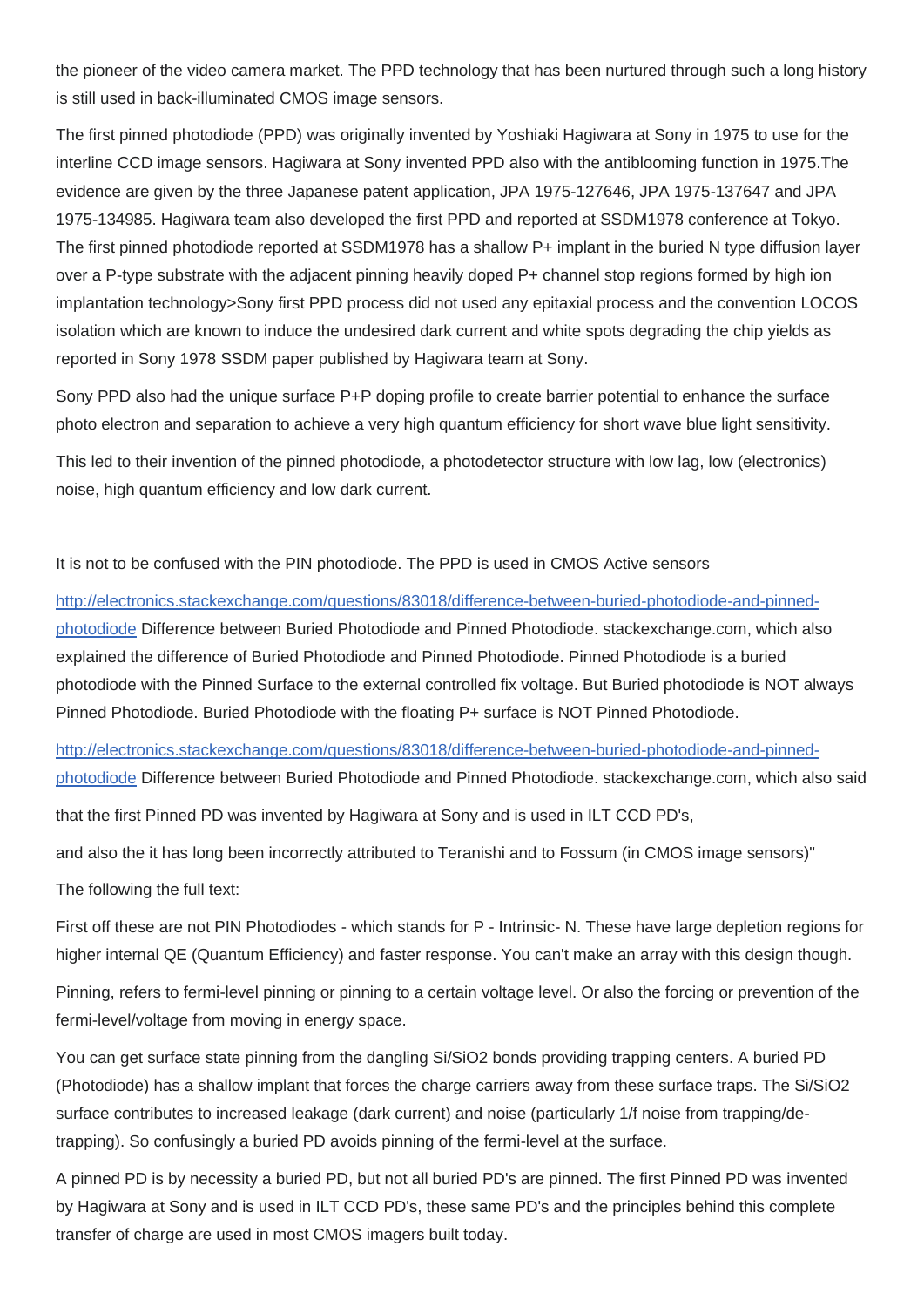the pioneer of the video camera market. The PPD technology that has been nurtured through such a long history is still used in back-illuminated CMOS image sensors.

The first pinned photodiode (PPD) was originally invented by Yoshiaki Hagiwara at Sony in 1975 to use for the interline CCD image sensors. Hagiwara at Sony invented PPD also with the antiblooming function in 1975.The evidence are given by the three Japanese patent application, JPA 1975-127646, JPA 1975-137647 and JPA 1975-134985. Hagiwara team also developed the first PPD and reported at SSDM1978 conference at Tokyo. The first pinned photodiode reported at SSDM1978 has a shallow P+ implant in the buried N type diffusion layer over a P-type substrate with the adjacent pinning heavily doped P+ channel stop regions formed by high ion implantation technology>Sony first PPD process did not used any epitaxial process and the convention LOCOS isolation which are known to induce the undesired dark current and white spots degrading the chip yields as reported in Sony 1978 SSDM paper published by Hagiwara team at Sony.

Sony PPD also had the unique surface P+P doping profile to create barrier potential to enhance the surface photo electron and separation to achieve a very high quantum efficiency for short wave blue light sensitivity.

This led to their invention of the pinned photodiode, a photodetector structure with low lag, low (electronics) noise, high quantum efficiency and low dark current.

It is not to be confused with the PIN photodiode. The PPD is used in CMOS Active sensors

[http://electronics.stackexchange.com/questions/83018/difference-between-buried-photodiode-and-pinned-photodiode](http://electronics.stackexchange.com/questions/83018/difference-between-buried-photodiode-and-pinned-photodiode) Difference between Buried Photodiode and Pinned Photodiode. stackexchange.com, which also explained the difference of Buried Photodiode and Pinned Photodiode. Pinned Photodiode is a buried photodiode with the Pinned Surface to the external controlled fix voltage. But Buried photodiode is NOT always Pinned Photodiode. Buried Photodiode with the floating P+ surface is NOT Pinned Photodiode.

[http://electronics.stackexchange.com/questions/83018/difference-between-buried-photodiode-and-pinned-photodiode](http://electronics.stackexchange.com/questions/83018/difference-between-buried-photodiode-and-pinned-photodiode) Difference between Buried Photodiode and Pinned Photodiode. stackexchange.com, which also said

that the first Pinned PD was invented by Hagiwara at Sony and is used in ILT CCD PD's,

and also the it has long been incorrectly attributed to Teranishi and to Fossum (in CMOS image sensors)"

The following the full text:

First off these are not PIN Photodiodes - which stands for P - Intrinsic- N. These have large depletion regions for higher internal QE (Quantum Efficiency) and faster response. You can't make an array with this design though.

Pinning, refers to fermi-level pinning or pinning to a certain voltage level. Or also the forcing or prevention of the fermi-level/voltage from moving in energy space.

You can get surface state pinning from the dangling Si/SiO2 bonds providing trapping centers. A buried PD (Photodiode) has a shallow implant that forces the charge carriers away from these surface traps. The Si/SiO2 surface contributes to increased leakage (dark current) and noise (particularly 1/f noise from trapping/de-trapping). So confusingly a buried PD avoids pinning of the fermi-level at the surface.

A pinned PD is by necessity a buried PD, but not all buried PD's are pinned. The first Pinned PD was invented by Hagiwara at Sony and is used in ILT CCD PD's, these same PD's and the principles behind this complete transfer of charge are used in most CMOS imagers built today.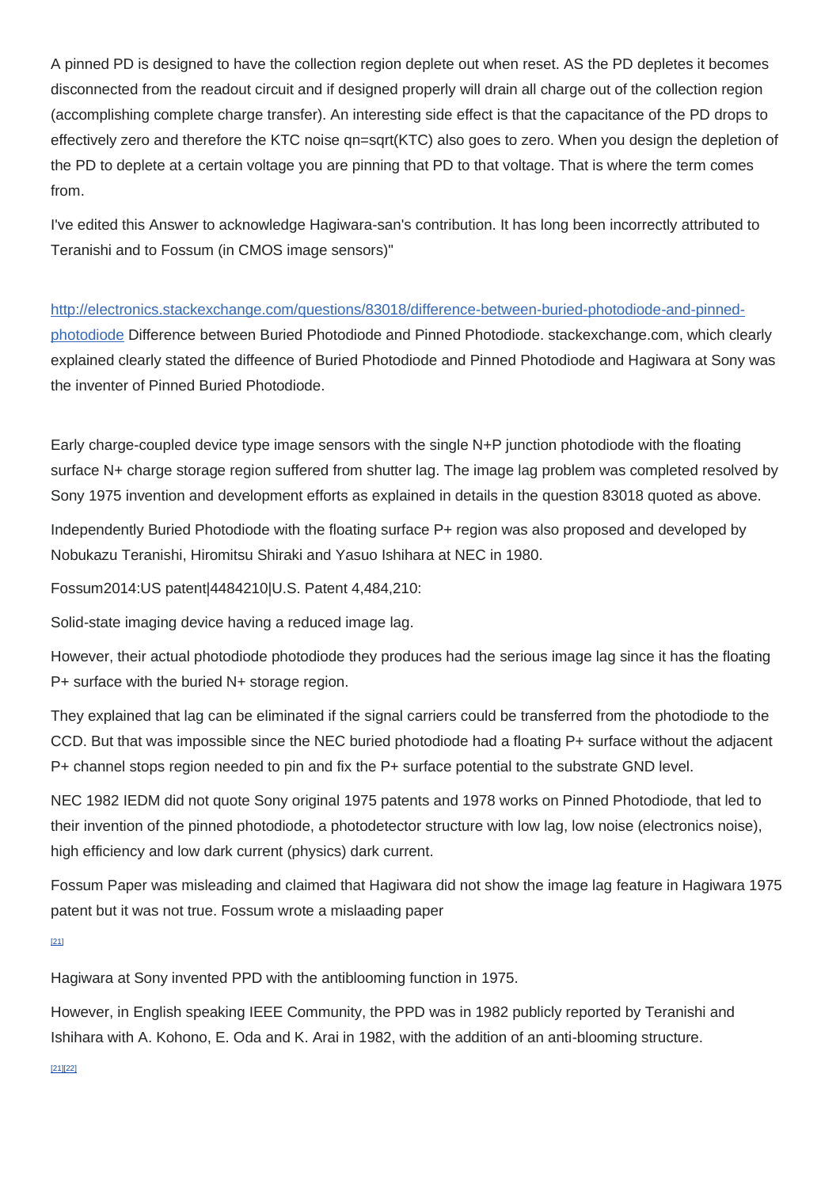A pinned PD is designed to have the collection region deplete out when reset. AS the PD depletes it becomes disconnected from the readout circuit and if designed properly will drain all charge out of the collection region (accomplishing complete charge transfer). An interesting side effect is that the capacitance of the PD drops to effectively zero and therefore the KTC noise qn=sqrt(KTC) also goes to zero. When you design the depletion of the PD to deplete at a certain voltage you are pinning that PD to that voltage. That is where the term comes from.

I've edited this Answer to acknowledge Hagiwara-san's contribution. It has long been incorrectly attributed to Teranishi and to Fossum (in CMOS image sensors)"

[http://electronics.stackexchange.com/questions/83018/difference-between-buried-photodiode-and-pinned-photodiode](http://electronics.stackexchange.com/questions/83018/difference-between-buried-photodiode-and-pinned-photodiode) Difference between Buried Photodiode and Pinned Photodiode. stackexchange.com, which clearly explained clearly stated the diffence of Buried Photodiode and Pinned Photodiode and Hagiwara at Sony was the inventer of Pinned Buried Photodiode.

Early charge-coupled device type image sensors with the single N+P junction photodiode with the floating surface N+ charge storage region suffered from shutter lag. The image lag problem was completed resolved by Sony 1975 invention and development efforts as explained in details in the question 83018 quoted as above.

Independently Buried Photodiode with the floating surface P+ region was also proposed and developed by Nobukazu Teranishi, Hiromitsu Shiraki and Yasuo Ishihara at NEC in 1980.

Fossum2014:US patent|4484210|U.S. Patent 4,484,210:

Solid-state imaging device having a reduced image lag.

However, their actual photodiode photodiode they produces had the serious image lag since it has the floating P+ surface with the buried N+ storage region.

They explained that lag can be eliminated if the signal carriers could be transferred from the photodiode to the CCD. But that was impossible since the NEC buried photodiode had a floating P+ surface without the adjacent P+ channel stops region needed to pin and fix the P+ surface potential to the substrate GND level.

NEC 1982 IEDM did not quote Sony original 1975 patents and 1978 works on Pinned Photodiode, that led to their invention of the pinned photodiode, a photodetector structure with low lag, low noise (electronics noise), high efficiency and low dark current (physics) dark current.

Fossum Paper was misleading and claimed that Hagiwara did not show the image lag feature in Hagiwara 1975 patent but it was not true. Fossum wrote a mislaading paper

[21]

Hagiwara at Sony invented PPD with the antiblooming function in 1975.

However, in English speaking IEEE Community, the PPD was in 1982 publicly reported by Teranishi and Ishihara with A. Kohono, E. Oda and K. Arai in 1982, with the addition of an anti-blooming structure.

[21][22]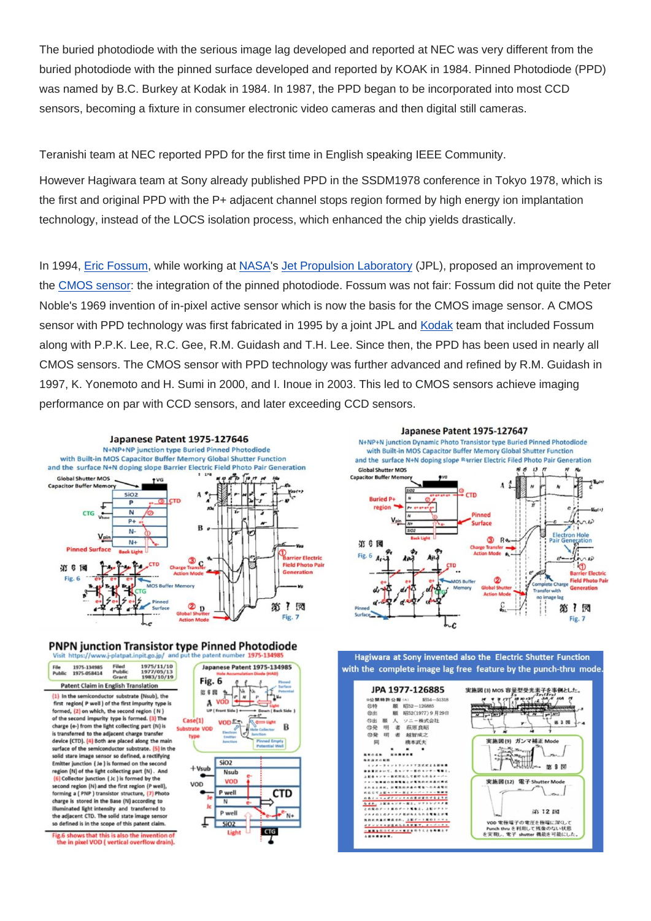The buried photodiode with the serious image lag developed and reported at NEC was very different from the buried photodiode with the pinned surface developed and reported by KOAK in 1984. Pinned Photodiode (PPD) was named by B.C. Burkey at Kodak in 1984. In 1987, the PPD began to be incorporated into most CCD sensors, becoming a fixture in consumer electronic video cameras and then digital still cameras.

Teranishi team at NEC reported PPD for the first time in English speaking IEEE Community.

However Hagiwara team at Sony already published PPD in the SSDM1978 conference in Tokyo 1978, which is the first and original PPD with the P+ adjacent channel stops region formed by high energy ion implantation technology, instead of the LOCS isolation process, which enhanced the chip yields drastically.

In 1994, Eric Fossum, while working at NASA's Jet Propulsion Laboratory (JPL), proposed an improvement to the CMOS sensor: the integration of the pinned photodiode. Fossum was not fair: Fossum did not quite the Peter Noble's 1969 invention of in-pixel active sensor which is now the basis for the CMOS image sensor. A CMOS sensor with PPD technology was first fabricated in 1995 by a joint JPL and Kodak team that included Fossum along with P.P.K. Lee, R.C. Gee, R.M. Guidash and T.H. Lee. Since then, the PPD has been used in nearly all CMOS sensors. The CMOS sensor with PPD technology was further advanced and refined by R.M. Guidash in 1997, K. Yonemoto and H. Sumi in 2000, and I. Inoue in 2003. This led to CMOS sensors achieve imaging performance on par with CCD sensors, and later exceeding CCD sensors.

Japanese Patent 1975-127646
N+NP+NP junction type Buried Pinned Photodiode
with Built-in MOS Capacitor Buffer Memory Global Shutter Function
and the surface N+N doping slope Barrier Electric Field Photo Pair Generation

Japanese Patent 1975-127647
N+NP+N junction Dynamic Photo Transistor type Buried Pinned Photodiode
with Built-in MOS Capacitor Buffer Memory Global Shutter Function
and the surface N+N doping slope Barrier Electric Filed Photo Pair Generation

PNPN junction Transistor type Pinned Photodiode

Visit https://www.j-platpat.inpit.go.jp/ and put the patent number 1975-134985

| File | 1975-134985 | Filed | 1975/11/10 |
|---|---|---|---|
| Public | 1975-058414 | Public | 1977/05/13 |
| | | Grant | 1983/10/19 |

Patent Claim in English Translation

(1) In the semiconductor substrate (Nsub), the first region( P well ) of the first impurity type is formed, (2) on which, the second region ( N ) of the second impurity type is formed. (3) The charge (e-) from the light collecting part (N) is is transferred to the adjacent charge transfer device (CTD). (4) Both are placed along the main surface of the semiconductor substrate. (5) In the solid stare image sensor so defined, a rectifying Emitter junction (Je ) is formed on the second region (N) of the light collecting part (N). And (6) Collector junction ( Jc ) is formed by the second region (N) and the first region (P well), forming a ( PNP ) transistor structure, (7) Photo charge is stored in the Base (N) according to illuminated light intensity and transferred to the adjacent CTD. The solid state image sensor so defined is in the scope of this patent claim.

Fig.6 shows that this is also the invention of the in pixel VOD ( vertical overflow drain).

Hagiwara at Sony invented also the Electric Shutter Function with the complete image lag free feature by the punch-thru mode.

JPA 1977-126885